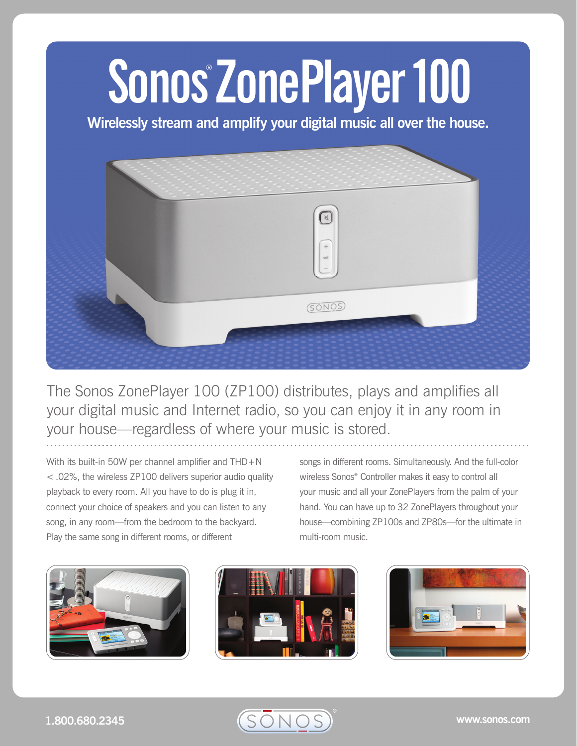# Sonos® ZonePlayer 100

## Wirelessly stream and amplify your digital music all over the house.

The Sonos ZonePlayer 100 (ZP100) distributes, plays and amplifies all your digital music and Internet radio, so you can enjoy it in any room in your house—regardless of where your music is stored.

With its built-in 50W per channel amplifier and THD+N < .02%, the wireless ZP100 delivers superior audio quality playback to every room. All you have to do is plug it in, connect your choice of speakers and you can listen to any song, in any room—from the bedroom to the backyard. Play the same song in different rooms, or different songs in different rooms. Simultaneously. And the full-color wireless Sonos® Controller makes it easy to control all your music and all your ZonePlayers from the palm of your hand. You can have up to 32 ZonePlayers throughout your house—combining ZP100s and ZP80s—for the ultimate in multi-room music.

1.800.680.2345

www.sonos.com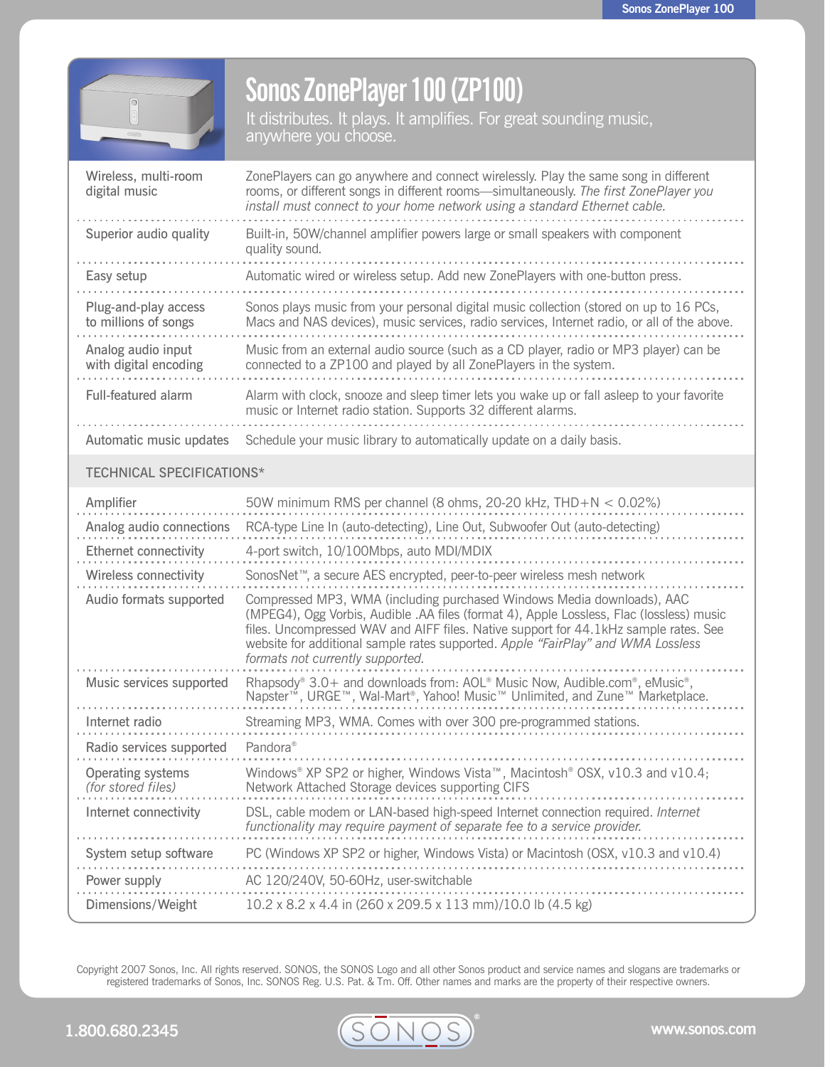# Sonos ZonePlayer 100 (ZP100)

It distributes. It plays. It amplifies. For great sounding music, anywhere you choose.

| | |
|---|---|
| Wireless, multi-room digital music | ZonePlayers can go anywhere and connect wirelessly. Play the same song in different rooms, or different songs in different rooms—simultaneously. *The first ZonePlayer you install must connect to your home network using a standard Ethernet cable.* |
| Superior audio quality | Built-in, 50W/channel amplifier powers large or small speakers with component quality sound. |
| Easy setup | Automatic wired or wireless setup. Add new ZonePlayers with one-button press. |
| Plug-and-play access to millions of songs | Sonos plays music from your personal digital music collection (stored on up to 16 PCs, Macs and NAS devices), music services, radio services, Internet radio, or all of the above. |
| Analog audio input with digital encoding | Music from an external audio source (such as a CD player, radio or MP3 player) can be connected to a ZP100 and played by all ZonePlayers in the system. |
| Full-featured alarm | Alarm with clock, snooze and sleep timer lets you wake up or fall asleep to your favorite music or Internet radio station. Supports 32 different alarms. |
| Automatic music updates | Schedule your music library to automatically update on a daily basis. |

## TECHNICAL SPECIFICATIONS*

| | |
|---|---|
| Amplifier | 50W minimum RMS per channel (8 ohms, 20-20 kHz, THD+N < 0.02%) |
| Analog audio connections | RCA-type Line In (auto-detecting), Line Out, Subwoofer Out (auto-detecting) |
| Ethernet connectivity | 4-port switch, 10/100Mbps, auto MDI/MDIX |
| Wireless connectivity | SonosNet™, a secure AES encrypted, peer-to-peer wireless mesh network |
| Audio formats supported | Compressed MP3, WMA (including purchased Windows Media downloads), AAC (MPEG4), Ogg Vorbis, Audible .AA files (format 4), Apple Lossless, Flac (lossless) music files. Uncompressed WAV and AIFF files. Native support for 44.1kHz sample rates. See website for additional sample rates supported. *Apple "FairPlay" and WMA Lossless formats not currently supported.* |
| Music services supported | Rhapsody® 3.0+ and downloads from: AOL® Music Now, Audible.com®, eMusic®, Napster™, URGE™, Wal-Mart®, Yahoo! Music™ Unlimited, and Zune™ Marketplace. |
| Internet radio | Streaming MP3, WMA. Comes with over 300 pre-programmed stations. |
| Radio services supported | Pandora® |
| Operating systems *(for stored files)* | Windows® XP SP2 or higher, Windows Vista™, Macintosh® OSX, v10.3 and v10.4; Network Attached Storage devices supporting CIFS |
| Internet connectivity | DSL, cable modem or LAN-based high-speed Internet connection required. *Internet functionality may require payment of separate fee to a service provider.* |
| System setup software | PC (Windows XP SP2 or higher, Windows Vista) or Macintosh (OSX, v10.3 and v10.4) |
| Power supply | AC 120/240V, 50-60Hz, user-switchable |
| Dimensions/Weight | 10.2 x 8.2 x 4.4 in (260 x 209.5 x 113 mm)/10.0 lb (4.5 kg) |

Copyright 2007 Sonos, Inc. All rights reserved. SONOS, the SONOS Logo and all other Sonos product and service names and slogans are trademarks or registered trademarks of Sonos, Inc. SONOS Reg. U.S. Pat. & Tm. Off. Other names and marks are the property of their respective owners.

1.800.680.2345 SONOS® www.sonos.com